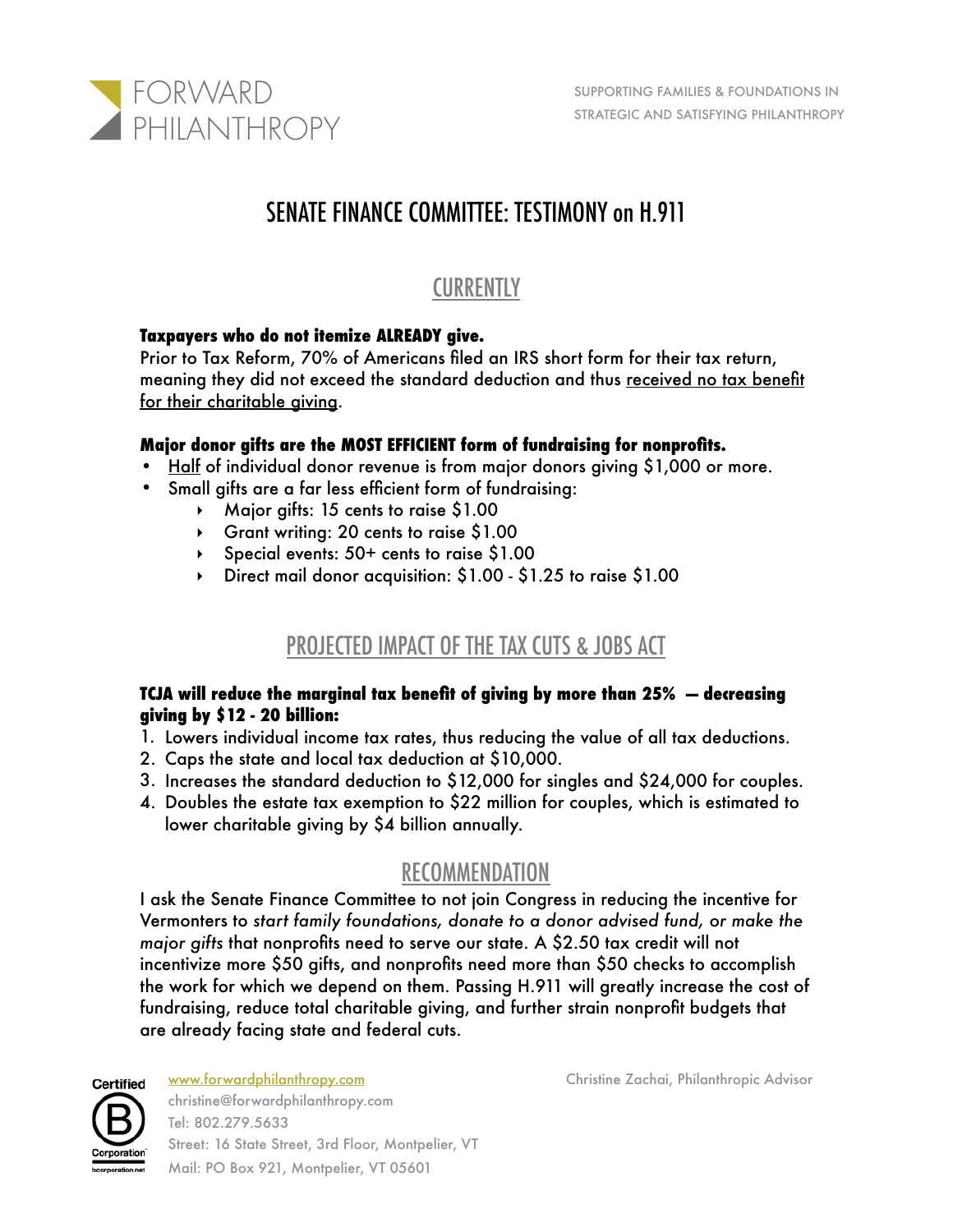FORWARD PHILANTHROPY

SUPPORTING FAMILIES & FOUNDATIONS IN STRATEGIC AND SATISFYING PHILANTHROPY

# SENATE FINANCE COMMITTEE: TESTIMONY on H.911

## CURRENTLY

**Taxpayers who do not itemize ALREADY give.**

Prior to Tax Reform, 70% of Americans filed an IRS short form for their tax return, meaning they did not exceed the standard deduction and thus received no tax benefit for their charitable giving.

**Major donor gifts are the MOST EFFICIENT form of fundraising for nonprofits.**

- Half of individual donor revenue is from major donors giving $1,000 or more.
- Small gifts are a far less efficient form of fundraising:
  - Major gifts: 15 cents to raise $1.00
  - Grant writing: 20 cents to raise $1.00
  - Special events: 50+ cents to raise $1.00
  - Direct mail donor acquisition: $1.00 - $1.25 to raise $1.00

## PROJECTED IMPACT OF THE TAX CUTS & JOBS ACT

**TCJA will reduce the marginal tax benefit of giving by more than 25% — decreasing giving by $12 - 20 billion:**

1. Lowers individual income tax rates, thus reducing the value of all tax deductions.
2. Caps the state and local tax deduction at $10,000.
3. Increases the standard deduction to $12,000 for singles and $24,000 for couples.
4. Doubles the estate tax exemption to $22 million for couples, which is estimated to lower charitable giving by $4 billion annually.

## RECOMMENDATION

I ask the Senate Finance Committee to not join Congress in reducing the incentive for Vermonters to *start family foundations, donate to a donor advised fund, or make the major gifts* that nonprofits need to serve our state. A $2.50 tax credit will not incentivize more $50 gifts, and nonprofits need more than $50 checks to accomplish the work for which we depend on them. Passing H.911 will greatly increase the cost of fundraising, reduce total charitable giving, and further strain nonprofit budgets that are already facing state and federal cuts.

Certified B Corporation — bcorporation.net

www.forwardphilanthropy.com
christine@forwardphilanthropy.com
Tel: 802.279.5633
Street: 16 State Street, 3rd Floor, Montpelier, VT
Mail: PO Box 921, Montpelier, VT 05601

Christine Zachai, Philanthropic Advisor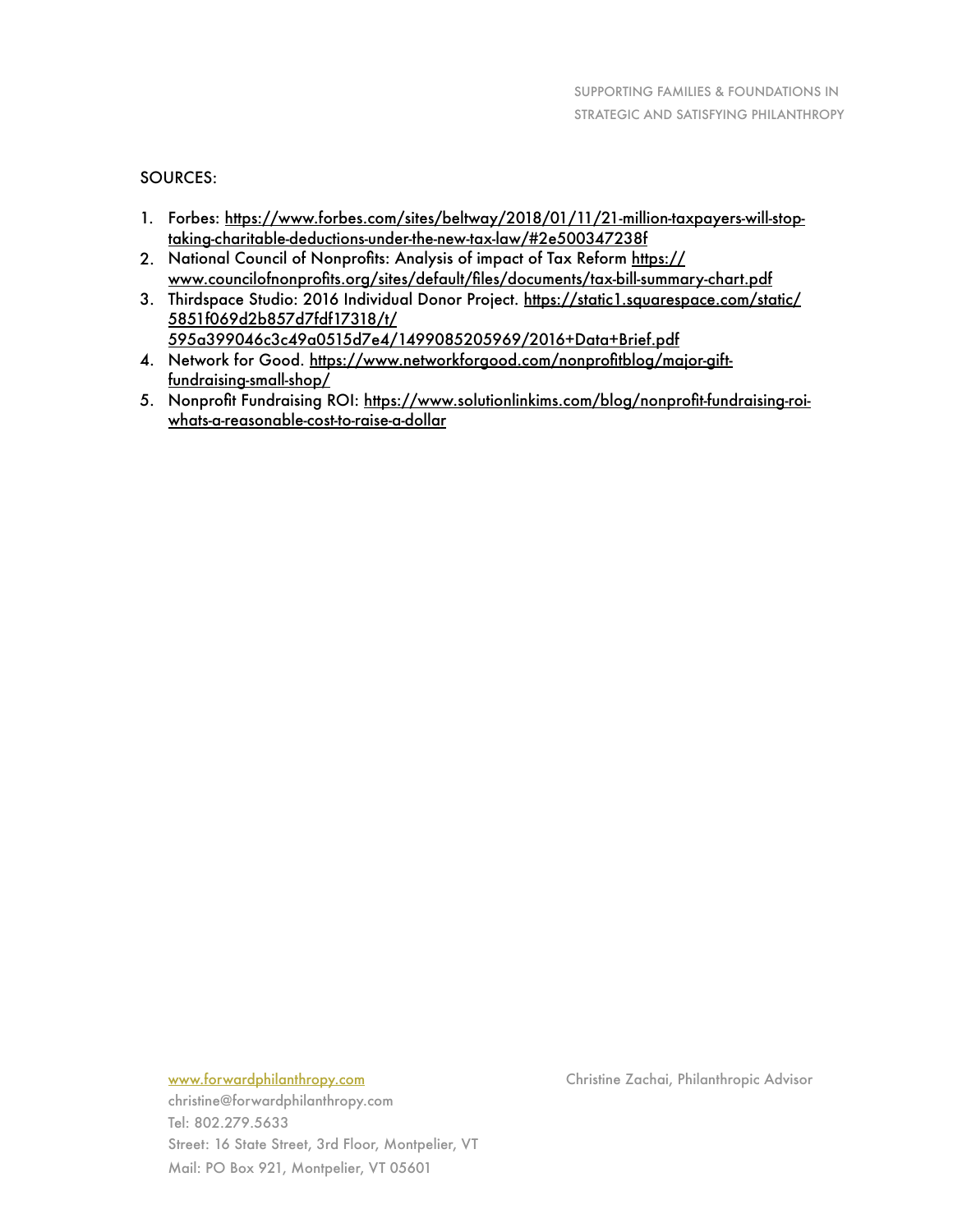SOURCES:

1. Forbes: https://www.forbes.com/sites/beltway/2018/01/11/21-million-taxpayers-will-stop-taking-charitable-deductions-under-the-new-tax-law/#2e500347238f
2. National Council of Nonprofits: Analysis of impact of Tax Reform https://www.councilofnonprofits.org/sites/default/files/documents/tax-bill-summary-chart.pdf
3. Thirdspace Studio: 2016 Individual Donor Project. https://static1.squarespace.com/static/5851f069d2b857d7fdf17318/t/595a399046c3c49a0515d7e4/1499085205969/2016+Data+Brief.pdf
4. Network for Good. https://www.networkforgood.com/nonprofitblog/major-gift-fundraising-small-shop/
5. Nonprofit Fundraising ROI: https://www.solutionlinkims.com/blog/nonprofit-fundraising-roi-whats-a-reasonable-cost-to-raise-a-dollar